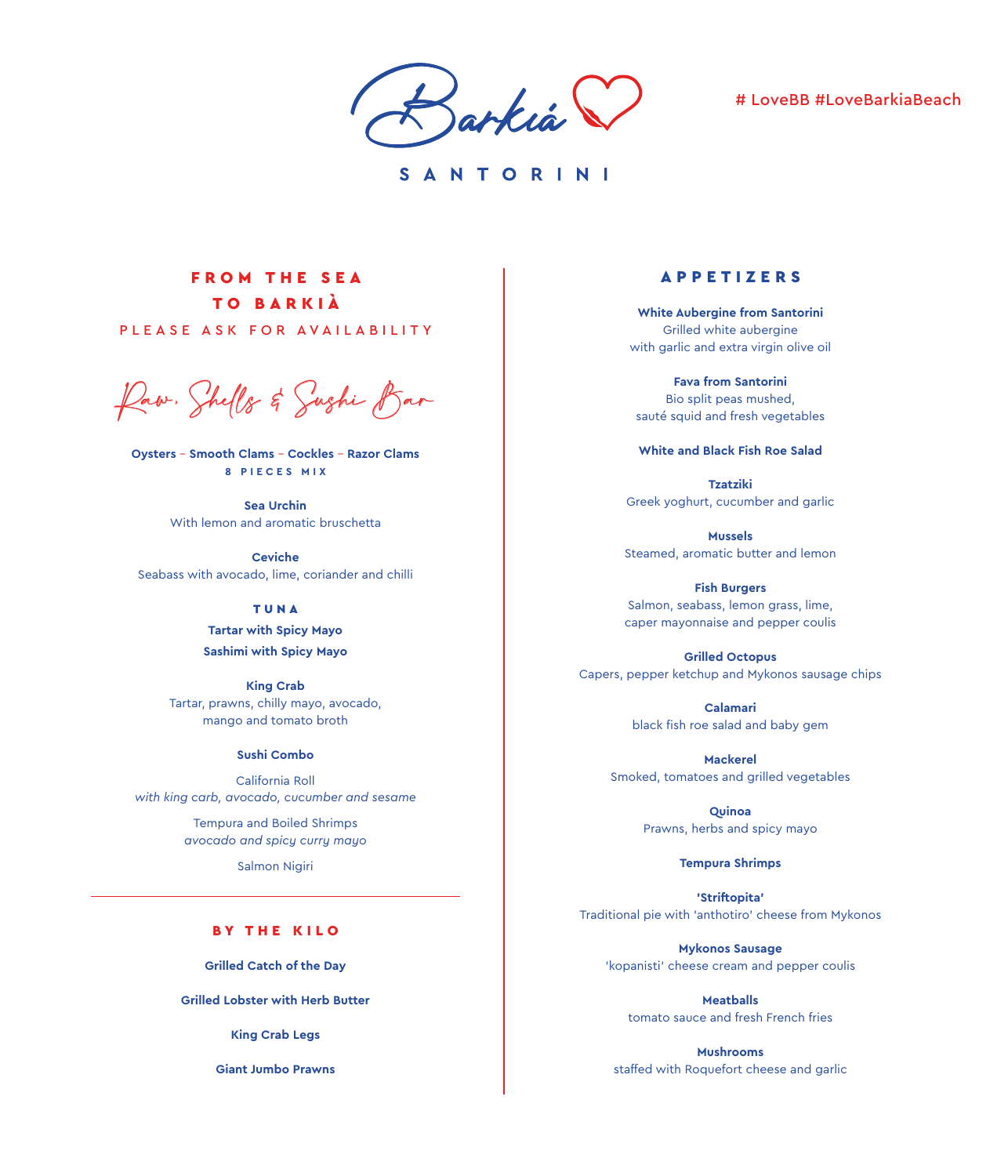# Barkiá

SANTORINI

# LoveBB #LoveBarkiaBeach

## FROM THE SEA TO BARKIÀ

PLEASE ASK FOR AVAILABILITY

### Raw, Shells & Sushi Bar

**Oysters – Smooth Clams – Cockles – Razor Clams**
8 PIECES MIX

**Sea Urchin**
With lemon and aromatic bruschetta

**Ceviche**
Seabass with avocado, lime, coriander and chilli

**TUNA**

**Tartar with Spicy Mayo**

**Sashimi with Spicy Mayo**

**King Crab**
Tartar, prawns, chilly mayo, avocado, mango and tomato broth

**Sushi Combo**

California Roll
*with king carb, avocado, cucumber and sesame*

Tempura and Boiled Shrimps
*avocado and spicy curry mayo*

Salmon Nigiri

---

## BY THE KILO

**Grilled Catch of the Day**

**Grilled Lobster with Herb Butter**

**King Crab Legs**

**Giant Jumbo Prawns**

## APPETIZERS

**White Aubergine from Santorini**
Grilled white aubergine with garlic and extra virgin olive oil

**Fava from Santorini**
Bio split peas mushed, sauté squid and fresh vegetables

**White and Black Fish Roe Salad**

**Tzatziki**
Greek yoghurt, cucumber and garlic

**Mussels**
Steamed, aromatic butter and lemon

**Fish Burgers**
Salmon, seabass, lemon grass, lime, caper mayonnaise and pepper coulis

**Grilled Octopus**
Capers, pepper ketchup and Mykonos sausage chips

**Calamari**
black fish roe salad and baby gem

**Mackerel**
Smoked, tomatoes and grilled vegetables

**Quinoa**
Prawns, herbs and spicy mayo

**Tempura Shrimps**

**'Striftopita'**
Traditional pie with 'anthotiro' cheese from Mykonos

**Mykonos Sausage**
'kopanisti' cheese cream and pepper coulis

**Meatballs**
tomato sauce and fresh French fries

**Mushrooms**
staffed with Roquefort cheese and garlic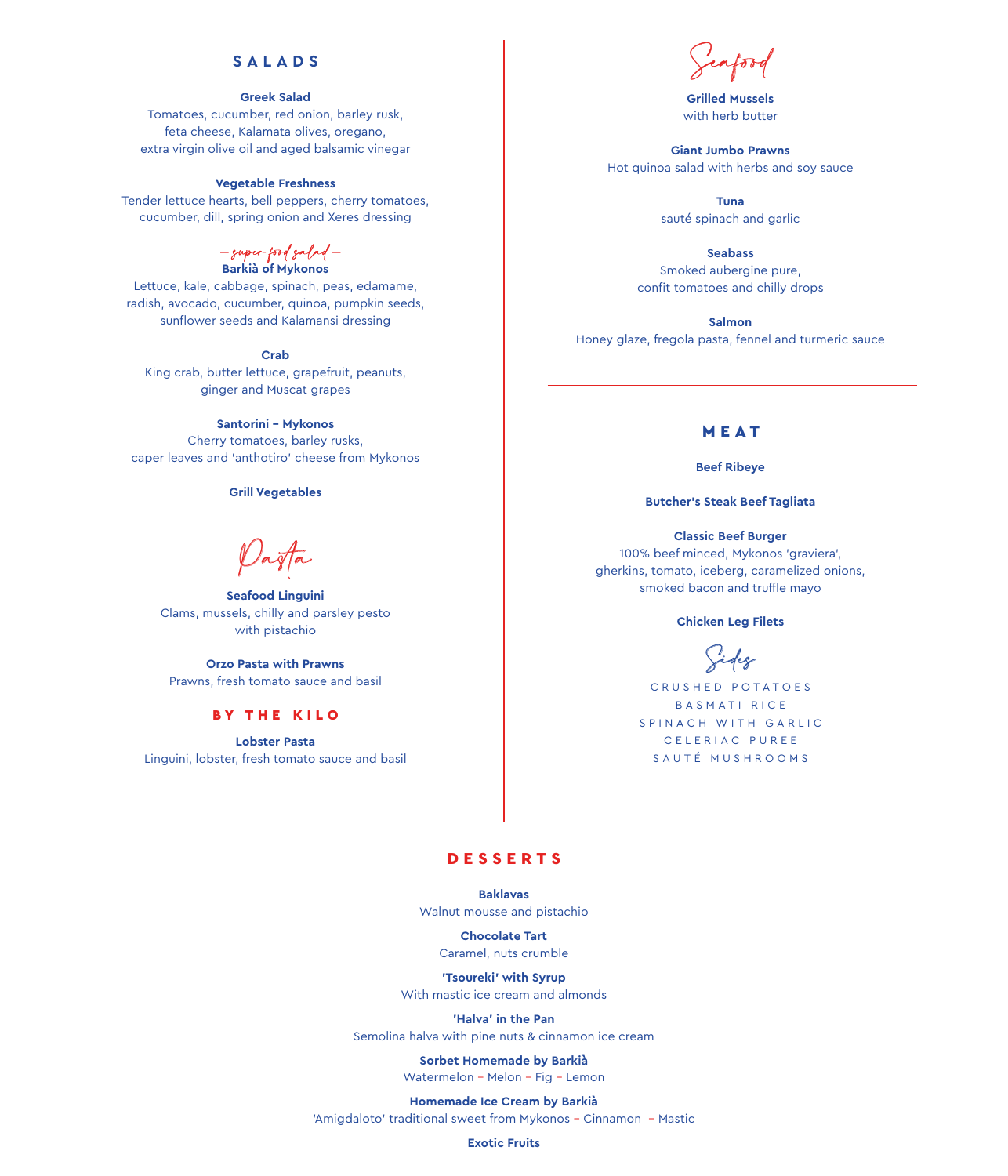## SALADS

**Greek Salad**
Tomatoes, cucumber, red onion, barley rusk,
feta cheese, Kalamata olives, oregano,
extra virgin olive oil and aged balsamic vinegar

**Vegetable Freshness**
Tender lettuce hearts, bell peppers, cherry tomatoes,
cucumber, dill, spring onion and Xeres dressing

*– super food salad –*
**Barkià of Mykonos**
Lettuce, kale, cabbage, spinach, peas, edamame,
radish, avocado, cucumber, quinoa, pumpkin seeds,
sunflower seeds and Kalamansi dressing

**Crab**
King crab, butter lettuce, grapefruit, peanuts,
ginger and Muscat grapes

**Santorini – Mykonos**
Cherry tomatoes, barley rusks,
caper leaves and 'anthotiro' cheese from Mykonos

**Grill Vegetables**

---

## Pasta

**Seafood Linguini**
Clams, mussels, chilly and parsley pesto
with pistachio

**Orzo Pasta with Prawns**
Prawns, fresh tomato sauce and basil

### BY THE KILO

**Lobster Pasta**
Linguini, lobster, fresh tomato sauce and basil

## Seafood

**Grilled Mussels**
with herb butter

**Giant Jumbo Prawns**
Hot quinoa salad with herbs and soy sauce

**Tuna**
sauté spinach and garlic

**Seabass**
Smoked aubergine pure,
confit tomatoes and chilly drops

**Salmon**
Honey glaze, fregola pasta, fennel and turmeric sauce

---

## MEAT

**Beef Ribeye**

**Butcher's Steak Beef Tagliata**

**Classic Beef Burger**
100% beef minced, Mykonos 'graviera',
gherkins, tomato, iceberg, caramelized onions,
smoked bacon and truffle mayo

**Chicken Leg Filets**

### Sides

CRUSHED POTATOES
BASMATI RICE
SPINACH WITH GARLIC
CELERIAC PUREE
SAUTÉ MUSHROOMS

---

## DESSERTS

**Baklavas**
Walnut mousse and pistachio

**Chocolate Tart**
Caramel, nuts crumble

**'Tsoureki' with Syrup**
With mastic ice cream and almonds

**'Halva' in the Pan**
Semolina halva with pine nuts & cinnamon ice cream

**Sorbet Homemade by Barkià**
Watermelon – Melon – Fig – Lemon

**Homemade Ice Cream by Barkià**
'Amigdaloto' traditional sweet from Mykonos – Cinnamon – Mastic

**Exotic Fruits**